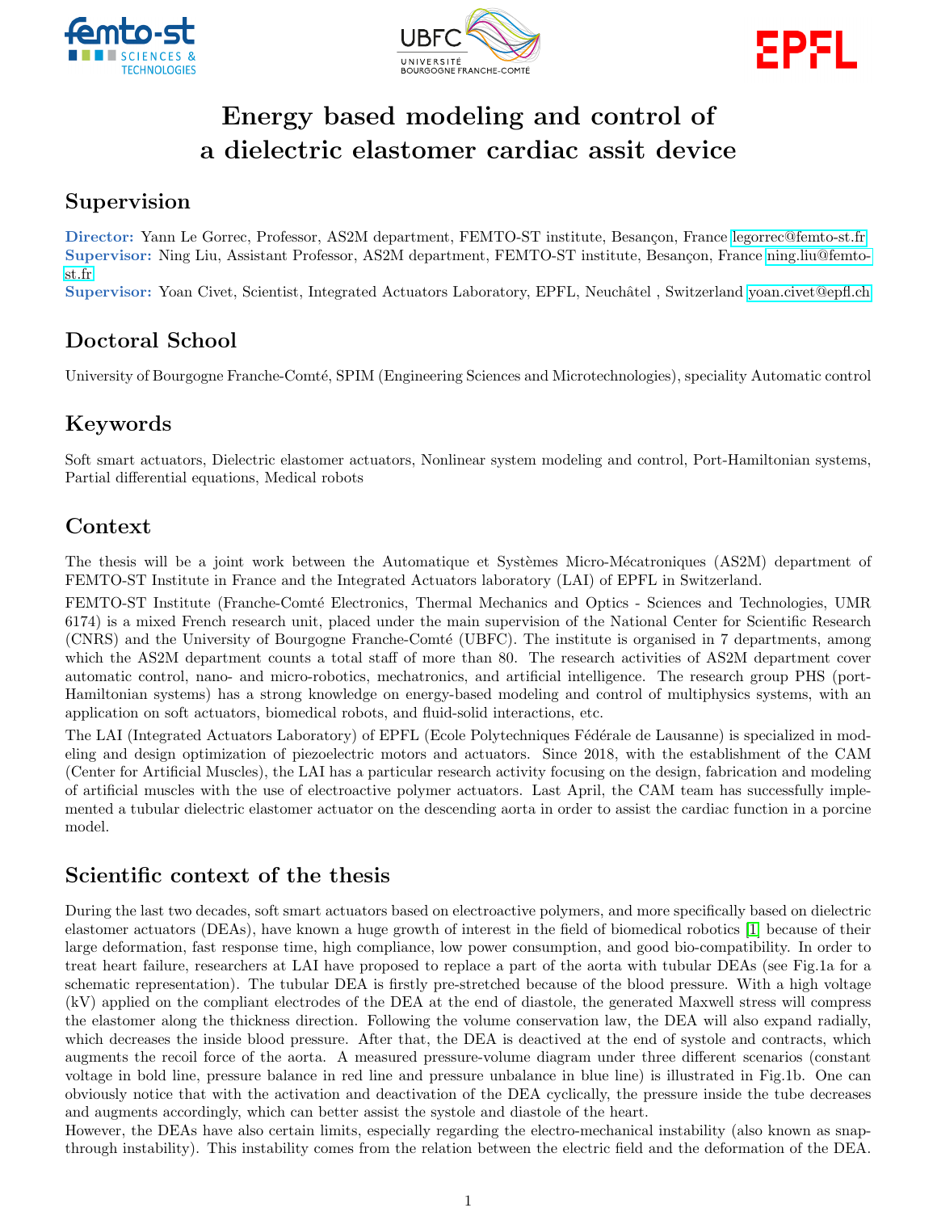# Energy based modeling and control of a dielectric elastomer cardiac assit device

## Supervision

**Director:** Yann Le Gorrec, Professor, AS2M department, FEMTO-ST institute, Besançon, France legorrec@femto-st.fr
**Supervisor:** Ning Liu, Assistant Professor, AS2M department, FEMTO-ST institute, Besançon, France ning.liu@femto-st.fr
**Supervisor:** Yoan Civet, Scientist, Integrated Actuators Laboratory, EPFL, Neuchâtel , Switzerland yoan.civet@epfl.ch

## Doctoral School

University of Bourgogne Franche-Comté, SPIM (Engineering Sciences and Microtechnologies), speciality Automatic control

## Keywords

Soft smart actuators, Dielectric elastomer actuators, Nonlinear system modeling and control, Port-Hamiltonian systems, Partial differential equations, Medical robots

## Context

The thesis will be a joint work between the Automatique et Systèmes Micro-Mécatroniques (AS2M) department of FEMTO-ST Institute in France and the Integrated Actuators laboratory (LAI) of EPFL in Switzerland.

FEMTO-ST Institute (Franche-Comté Electronics, Thermal Mechanics and Optics - Sciences and Technologies, UMR 6174) is a mixed French research unit, placed under the main supervision of the National Center for Scientific Research (CNRS) and the University of Bourgogne Franche-Comté (UBFC). The institute is organised in 7 departments, among which the AS2M department counts a total staff of more than 80. The research activities of AS2M department cover automatic control, nano- and micro-robotics, mechatronics, and artificial intelligence. The research group PHS (port-Hamiltonian systems) has a strong knowledge on energy-based modeling and control of multiphysics systems, with an application on soft actuators, biomedical robots, and fluid-solid interactions, etc.

The LAI (Integrated Actuators Laboratory) of EPFL (Ecole Polytechniques Fédérale de Lausanne) is specialized in modeling and design optimization of piezoelectric motors and actuators. Since 2018, with the establishment of the CAM (Center for Artificial Muscles), the LAI has a particular research activity focusing on the design, fabrication and modeling of artificial muscles with the use of electroactive polymer actuators. Last April, the CAM team has successfully implemented a tubular dielectric elastomer actuator on the descending aorta in order to assist the cardiac function in a porcine model.

## Scientific context of the thesis

During the last two decades, soft smart actuators based on electroactive polymers, and more specifically based on dielectric elastomer actuators (DEAs), have known a huge growth of interest in the field of biomedical robotics [1] because of their large deformation, fast response time, high compliance, low power consumption, and good bio-compatibility. In order to treat heart failure, researchers at LAI have proposed to replace a part of the aorta with tubular DEAs (see Fig.1a for a schematic representation). The tubular DEA is firstly pre-stretched because of the blood pressure. With a high voltage (kV) applied on the compliant electrodes of the DEA at the end of diastole, the generated Maxwell stress will compress the elastomer along the thickness direction. Following the volume conservation law, the DEA will also expand radially, which decreases the inside blood pressure. After that, the DEA is deactived at the end of systole and contracts, which augments the recoil force of the aorta. A measured pressure-volume diagram under three different scenarios (constant voltage in bold line, pressure balance in red line and pressure unbalance in blue line) is illustrated in Fig.1b. One can obviously notice that with the activation and deactivation of the DEA cyclically, the pressure inside the tube decreases and augments accordingly, which can better assist the systole and diastole of the heart.

However, the DEAs have also certain limits, especially regarding the electro-mechanical instability (also known as snap-through instability). This instability comes from the relation between the electric field and the deformation of the DEA.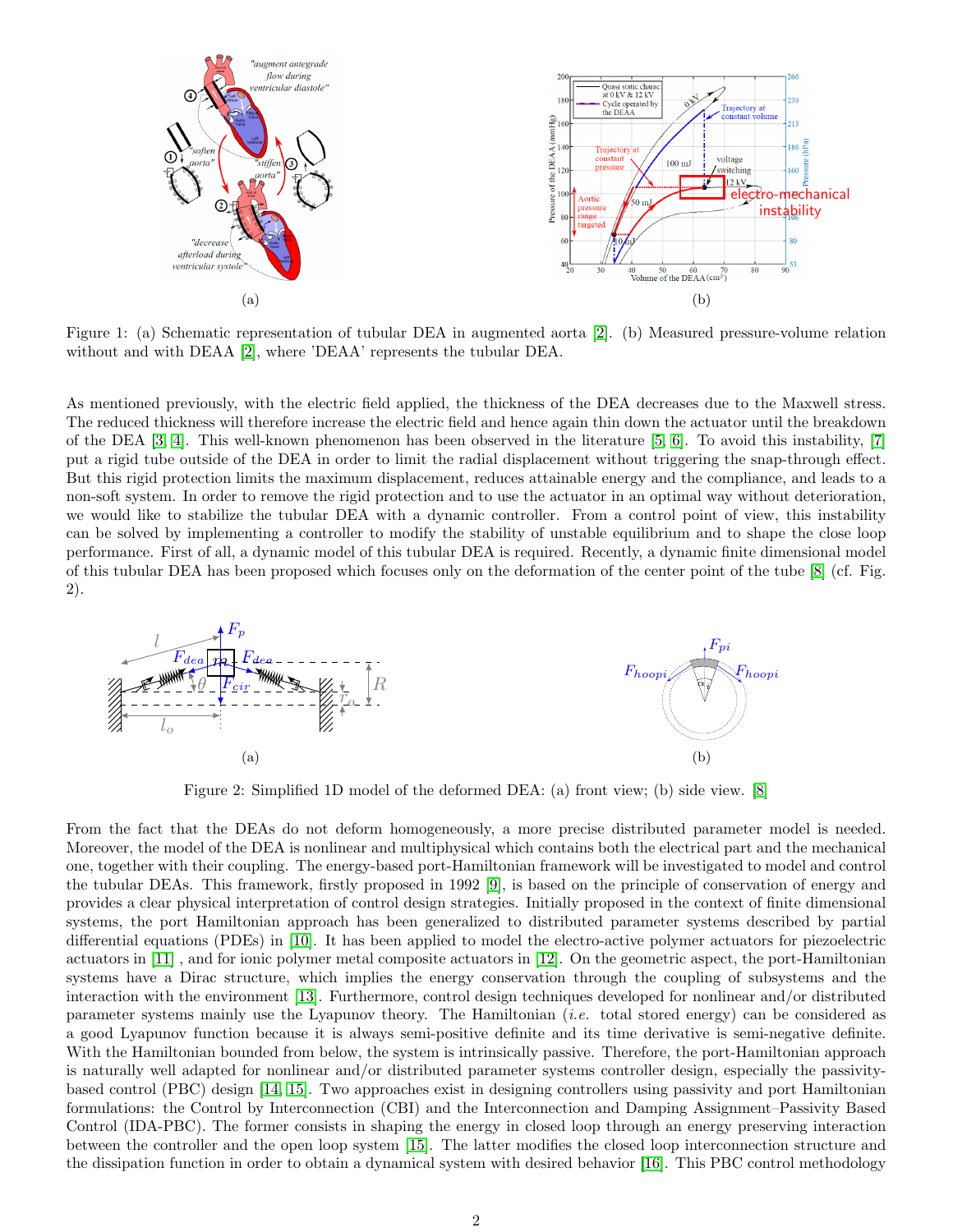(a)

(b)

Figure 1: (a) Schematic representation of tubular DEA in augmented aorta [2]. (b) Measured pressure-volume relation without and with DEAA [2], where 'DEAA' represents the tubular DEA.

As mentioned previously, with the electric field applied, the thickness of the DEA decreases due to the Maxwell stress. The reduced thickness will therefore increase the electric field and hence again thin down the actuator until the breakdown of the DEA [3, 4]. This well-known phenomenon has been observed in the literature [5, 6]. To avoid this instability, [7] put a rigid tube outside of the DEA in order to limit the radial displacement without triggering the snap-through effect. But this rigid protection limits the maximum displacement, reduces attainable energy and the compliance, and leads to a non-soft system. In order to remove the rigid protection and to use the actuator in an optimal way without deterioration, we would like to stabilize the tubular DEA with a dynamic controller. From a control point of view, this instability can be solved by implementing a controller to modify the stability of unstable equilibrium and to shape the close loop performance. First of all, a dynamic model of this tubular DEA is required. Recently, a dynamic finite dimensional model of this tubular DEA has been proposed which focuses only on the deformation of the center point of the tube [8] (cf. Fig. 2).

(a)

(b)

Figure 2: Simplified 1D model of the deformed DEA: (a) front view; (b) side view. [8]

From the fact that the DEAs do not deform homogeneously, a more precise distributed parameter model is needed. Moreover, the model of the DEA is nonlinear and multiphysical which contains both the electrical part and the mechanical one, together with their coupling. The energy-based port-Hamiltonian framework will be investigated to model and control the tubular DEAs. This framework, firstly proposed in 1992 [9], is based on the principle of conservation of energy and provides a clear physical interpretation of control design strategies. Initially proposed in the context of finite dimensional systems, the port Hamiltonian approach has been generalized to distributed parameter systems described by partial differential equations (PDEs) in [10]. It has been applied to model the electro-active polymer actuators for piezoelectric actuators in [11] , and for ionic polymer metal composite actuators in [12]. On the geometric aspect, the port-Hamiltonian systems have a Dirac structure, which implies the energy conservation through the coupling of subsystems and the interaction with the environment [13]. Furthermore, control design techniques developed for nonlinear and/or distributed parameter systems mainly use the Lyapunov theory. The Hamiltonian (*i.e.* total stored energy) can be considered as a good Lyapunov function because it is always semi-positive definite and its time derivative is semi-negative definite. With the Hamiltonian bounded from below, the system is intrinsically passive. Therefore, the port-Hamiltonian approach is naturally well adapted for nonlinear and/or distributed parameter systems controller design, especially the passivity-based control (PBC) design [14, 15]. Two approaches exist in designing controllers using passivity and port Hamiltonian formulations: the Control by Interconnection (CBI) and the Interconnection and Damping Assignment–Passivity Based Control (IDA-PBC). The former consists in shaping the energy in closed loop through an energy preserving interaction between the controller and the open loop system [15]. The latter modifies the closed loop interconnection structure and the dissipation function in order to obtain a dynamical system with desired behavior [16]. This PBC control methodology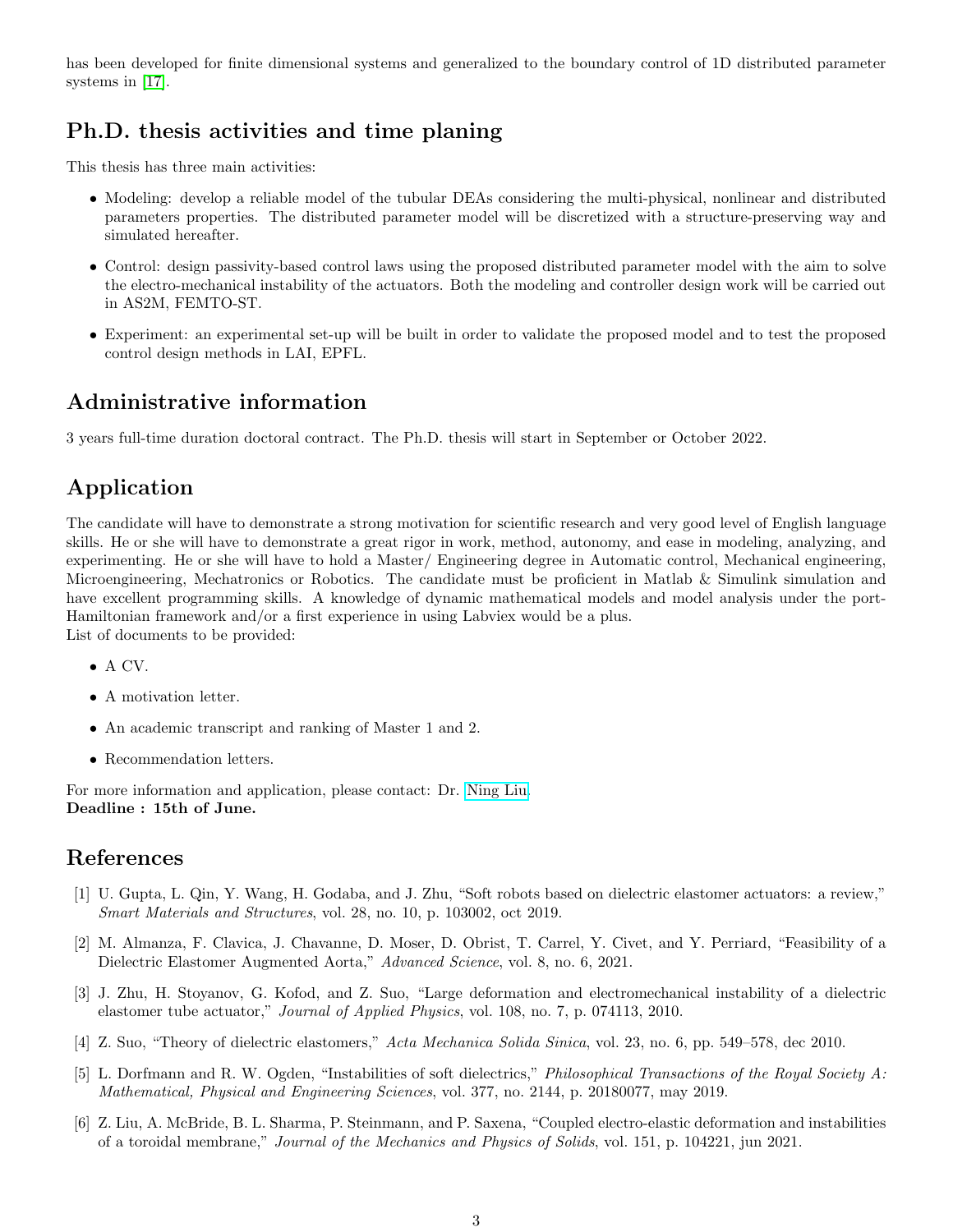has been developed for finite dimensional systems and generalized to the boundary control of 1D distributed parameter systems in [17].

## Ph.D. thesis activities and time planing

This thesis has three main activities:

- Modeling: develop a reliable model of the tubular DEAs considering the multi-physical, nonlinear and distributed parameters properties. The distributed parameter model will be discretized with a structure-preserving way and simulated hereafter.
- Control: design passivity-based control laws using the proposed distributed parameter model with the aim to solve the electro-mechanical instability of the actuators. Both the modeling and controller design work will be carried out in AS2M, FEMTO-ST.
- Experiment: an experimental set-up will be built in order to validate the proposed model and to test the proposed control design methods in LAI, EPFL.

## Administrative information

3 years full-time duration doctoral contract. The Ph.D. thesis will start in September or October 2022.

## Application

The candidate will have to demonstrate a strong motivation for scientific research and very good level of English language skills. He or she will have to demonstrate a great rigor in work, method, autonomy, and ease in modeling, analyzing, and experimenting. He or she will have to hold a Master/ Engineering degree in Automatic control, Mechanical engineering, Microengineering, Mechatronics or Robotics. The candidate must be proficient in Matlab & Simulink simulation and have excellent programming skills. A knowledge of dynamic mathematical models and model analysis under the port-Hamiltonian framework and/or a first experience in using Labviex would be a plus.
List of documents to be provided:

- A CV.
- A motivation letter.
- An academic transcript and ranking of Master 1 and 2.
- Recommendation letters.

For more information and application, please contact: Dr. Ning Liu.
**Deadline : 15th of June.**

## References

[1] U. Gupta, L. Qin, Y. Wang, H. Godaba, and J. Zhu, "Soft robots based on dielectric elastomer actuators: a review," *Smart Materials and Structures*, vol. 28, no. 10, p. 103002, oct 2019.

[2] M. Almanza, F. Clavica, J. Chavanne, D. Moser, D. Obrist, T. Carrel, Y. Civet, and Y. Perriard, "Feasibility of a Dielectric Elastomer Augmented Aorta," *Advanced Science*, vol. 8, no. 6, 2021.

[3] J. Zhu, H. Stoyanov, G. Kofod, and Z. Suo, "Large deformation and electromechanical instability of a dielectric elastomer tube actuator," *Journal of Applied Physics*, vol. 108, no. 7, p. 074113, 2010.

[4] Z. Suo, "Theory of dielectric elastomers," *Acta Mechanica Solida Sinica*, vol. 23, no. 6, pp. 549–578, dec 2010.

[5] L. Dorfmann and R. W. Ogden, "Instabilities of soft dielectrics," *Philosophical Transactions of the Royal Society A: Mathematical, Physical and Engineering Sciences*, vol. 377, no. 2144, p. 20180077, may 2019.

[6] Z. Liu, A. McBride, B. L. Sharma, P. Steinmann, and P. Saxena, "Coupled electro-elastic deformation and instabilities of a toroidal membrane," *Journal of the Mechanics and Physics of Solids*, vol. 151, p. 104221, jun 2021.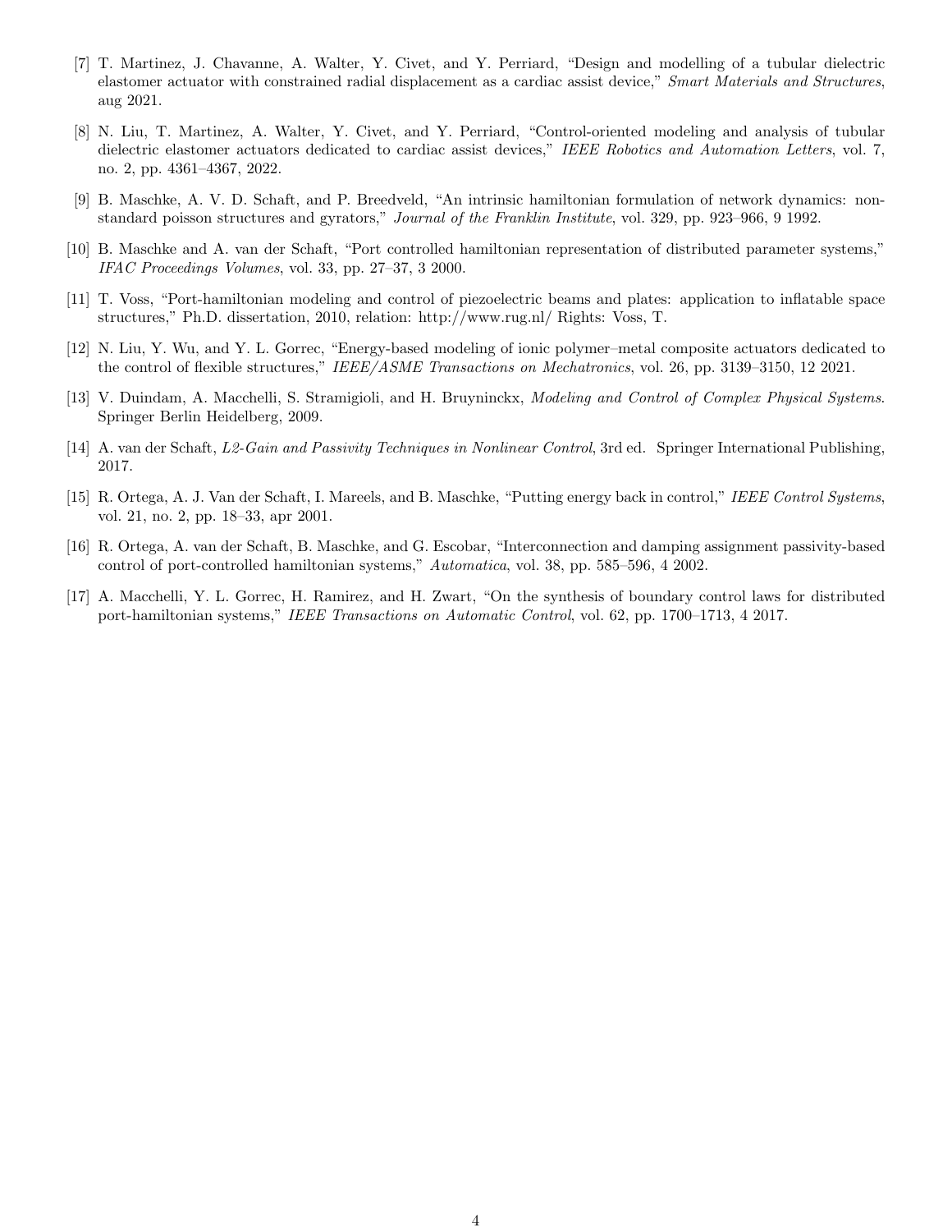[7] T. Martinez, J. Chavanne, A. Walter, Y. Civet, and Y. Perriard, "Design and modelling of a tubular dielectric elastomer actuator with constrained radial displacement as a cardiac assist device," *Smart Materials and Structures*, aug 2021.

[8] N. Liu, T. Martinez, A. Walter, Y. Civet, and Y. Perriard, "Control-oriented modeling and analysis of tubular dielectric elastomer actuators dedicated to cardiac assist devices," *IEEE Robotics and Automation Letters*, vol. 7, no. 2, pp. 4361–4367, 2022.

[9] B. Maschke, A. V. D. Schaft, and P. Breedveld, "An intrinsic hamiltonian formulation of network dynamics: non-standard poisson structures and gyrators," *Journal of the Franklin Institute*, vol. 329, pp. 923–966, 9 1992.

[10] B. Maschke and A. van der Schaft, "Port controlled hamiltonian representation of distributed parameter systems," *IFAC Proceedings Volumes*, vol. 33, pp. 27–37, 3 2000.

[11] T. Voss, "Port-hamiltonian modeling and control of piezoelectric beams and plates: application to inflatable space structures," Ph.D. dissertation, 2010, relation: http://www.rug.nl/ Rights: Voss, T.

[12] N. Liu, Y. Wu, and Y. L. Gorrec, "Energy-based modeling of ionic polymer–metal composite actuators dedicated to the control of flexible structures," *IEEE/ASME Transactions on Mechatronics*, vol. 26, pp. 3139–3150, 12 2021.

[13] V. Duindam, A. Macchelli, S. Stramigioli, and H. Bruyninckx, *Modeling and Control of Complex Physical Systems*. Springer Berlin Heidelberg, 2009.

[14] A. van der Schaft, *L2-Gain and Passivity Techniques in Nonlinear Control*, 3rd ed. Springer International Publishing, 2017.

[15] R. Ortega, A. J. Van der Schaft, I. Mareels, and B. Maschke, "Putting energy back in control," *IEEE Control Systems*, vol. 21, no. 2, pp. 18–33, apr 2001.

[16] R. Ortega, A. van der Schaft, B. Maschke, and G. Escobar, "Interconnection and damping assignment passivity-based control of port-controlled hamiltonian systems," *Automatica*, vol. 38, pp. 585–596, 4 2002.

[17] A. Macchelli, Y. L. Gorrec, H. Ramirez, and H. Zwart, "On the synthesis of boundary control laws for distributed port-hamiltonian systems," *IEEE Transactions on Automatic Control*, vol. 62, pp. 1700–1713, 4 2017.